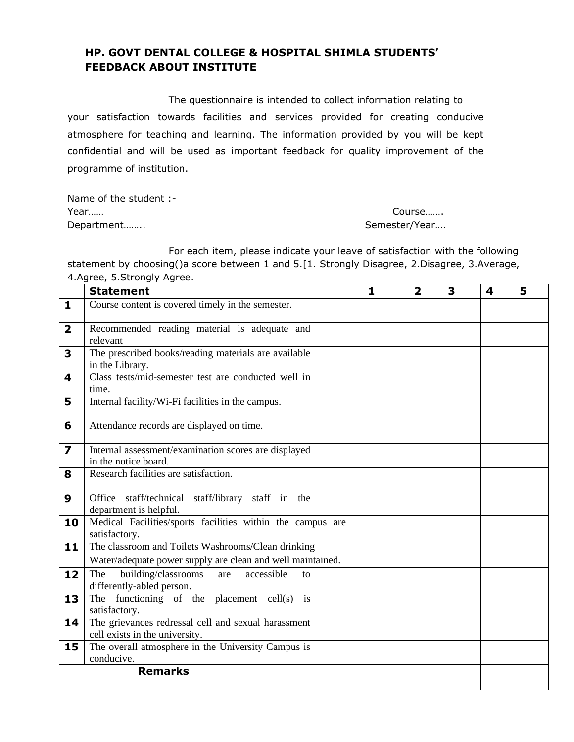## HP. GOVT DENTAL COLLEGE & HOSPITAL SHIMLA STUDENTS' FEEDBACK ABOUT INSTITUTE

The questionnaire is intended to collect information relating to your satisfaction towards facilities and services provided for creating conducive atmosphere for teaching and learning. The information provided by you will be kept confidential and will be used as important feedback for quality improvement of the programme of institution.

Name of the student :-

Year…… Course…….

Department…….. Semester/Year….

For each item, please indicate your leave of satisfaction with the following statement by choosing()a score between 1 and 5.[1. Strongly Disagree, 2.Disagree, 3.Average, 4.Agree, 5.Strongly Agree.

| | **Statement** | **1** | **2** | **3** | **4** | **5** |
|---|---|---|---|---|---|---|
| **1** | Course content is covered timely in the semester. | | | | | |
| **2** | Recommended reading material is adequate and relevant | | | | | |
| **3** | The prescribed books/reading materials are available in the Library. | | | | | |
| **4** | Class tests/mid-semester test are conducted well in time. | | | | | |
| **5** | Internal facility/Wi-Fi facilities in the campus. | | | | | |
| **6** | Attendance records are displayed on time. | | | | | |
| **7** | Internal assessment/examination scores are displayed in the notice board. | | | | | |
| **8** | Research facilities are satisfaction. | | | | | |
| **9** | Office staff/technical staff/library staff in the department is helpful. | | | | | |
| **10** | Medical Facilities/sports facilities within the campus are satisfactory. | | | | | |
| **11** | The classroom and Toilets Washrooms/Clean drinking Water/adequate power supply are clean and well maintained. | | | | | |
| **12** | The building/classrooms are accessible to differently-abled person. | | | | | |
| **13** | The functioning of the placement cell(s) is satisfactory. | | | | | |
| **14** | The grievances redressal cell and sexual harassment cell exists in the university. | | | | | |
| **15** | The overall atmosphere in the University Campus is conducive. | | | | | |
| **Remarks** | | | | | | |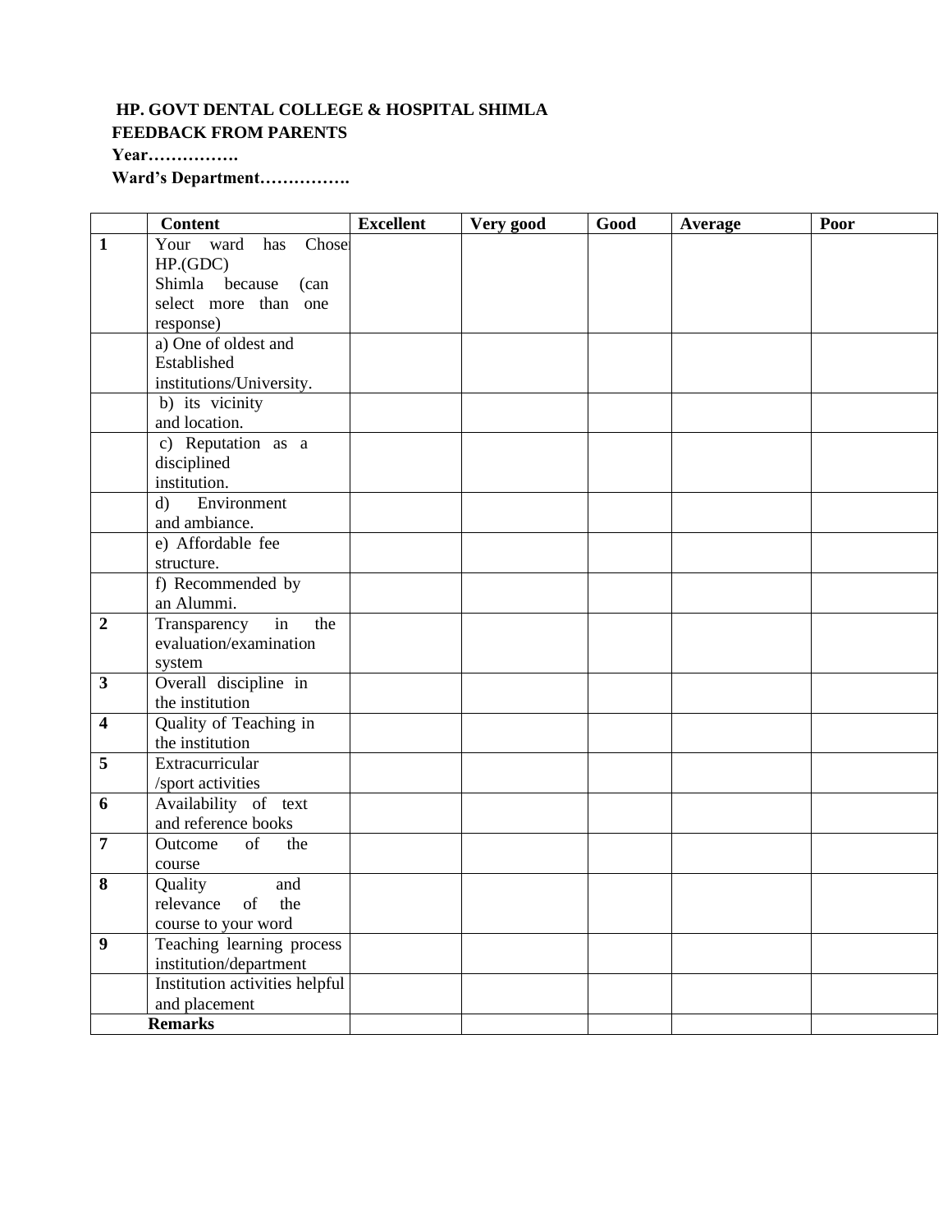**HP. GOVT DENTAL COLLEGE & HOSPITAL SHIMLA**

**FEEDBACK FROM PARENTS**

**Year…………….**

**Ward's Department…………….**

| | **Content** | **Excellent** | **Very good** | **Good** | **Average** | **Poor** |
|---|---|---|---|---|---|---|
| **1** | Your ward has Chose HP.(GDC) Shimla because (can select more than one response) | | | | | |
| | a) One of oldest and Established institutions/University. | | | | | |
| | b) its vicinity and location. | | | | | |
| | c) Reputation as a disciplined institution. | | | | | |
| | d) Environment and ambiance. | | | | | |
| | e) Affordable fee structure. | | | | | |
| | f) Recommended by an Alummi. | | | | | |
| **2** | Transparency in the evaluation/examination system | | | | | |
| **3** | Overall discipline in the institution | | | | | |
| **4** | Quality of Teaching in the institution | | | | | |
| **5** | Extracurricular /sport activities | | | | | |
| **6** | Availability of text and reference books | | | | | |
| **7** | Outcome of the course | | | | | |
| **8** | Quality and relevance of the course to your word | | | | | |
| **9** | Teaching learning process institution/department | | | | | |
| | Institution activities helpful and placement | | | | | |
| | **Remarks** | | | | | |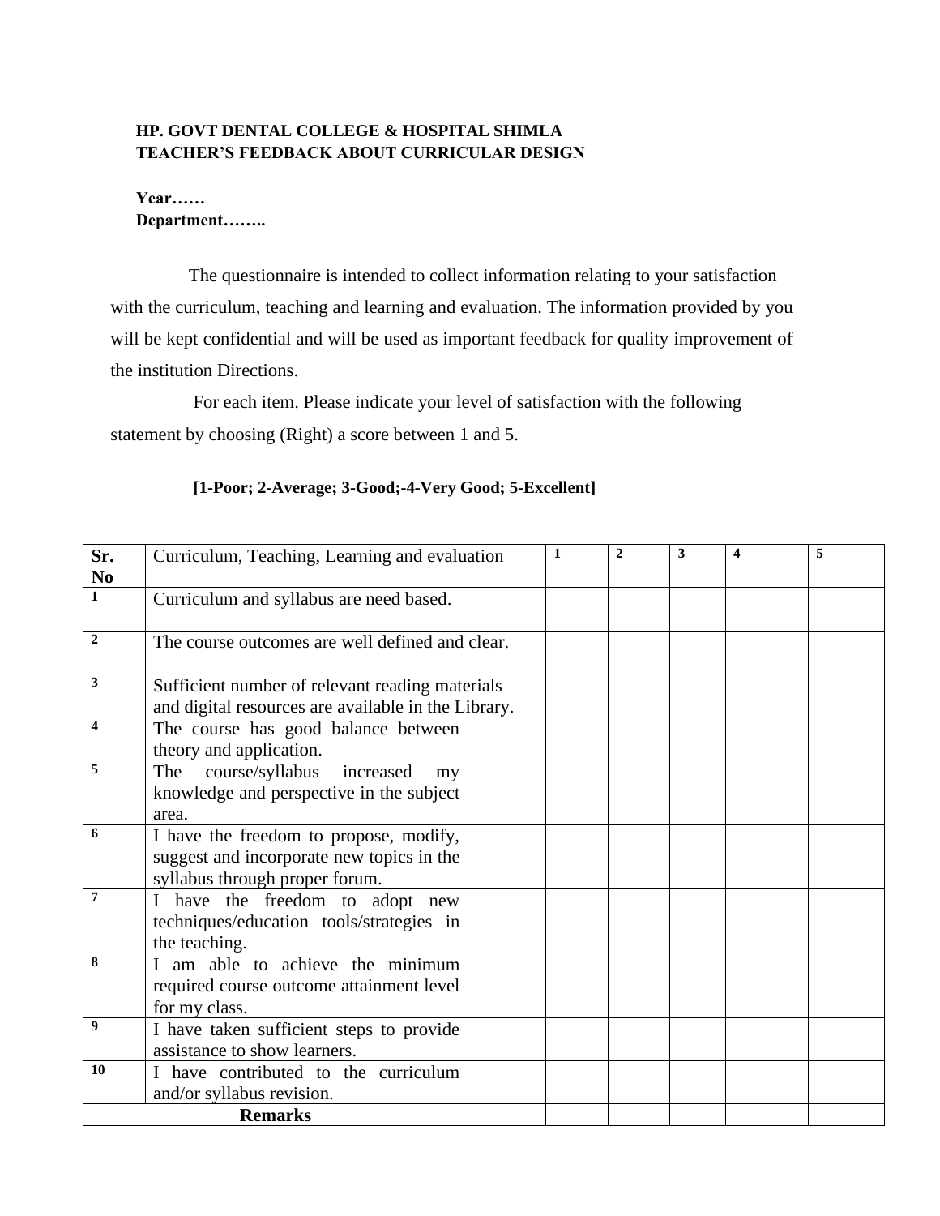**HP. GOVT DENTAL COLLEGE & HOSPITAL SHIMLA**
**TEACHER'S FEEDBACK ABOUT CURRICULAR DESIGN**

**Year……**
**Department……..**

The questionnaire is intended to collect information relating to your satisfaction with the curriculum, teaching and learning and evaluation. The information provided by you will be kept confidential and will be used as important feedback for quality improvement of the institution Directions.

For each item. Please indicate your level of satisfaction with the following statement by choosing (Right) a score between 1 and 5.

**[1-Poor; 2-Average; 3-Good;-4-Very Good; 5-Excellent]**

| Sr. No | Curriculum, Teaching, Learning and evaluation | 1 | 2 | 3 | 4 | 5 |
|---|---|---|---|---|---|---|
| 1 | Curriculum and syllabus are need based. | | | | | |
| 2 | The course outcomes are well defined and clear. | | | | | |
| 3 | Sufficient number of relevant reading materials and digital resources are available in the Library. | | | | | |
| 4 | The course has good balance between theory and application. | | | | | |
| 5 | The course/syllabus increased my knowledge and perspective in the subject area. | | | | | |
| 6 | I have the freedom to propose, modify, suggest and incorporate new topics in the syllabus through proper forum. | | | | | |
| 7 | I have the freedom to adopt new techniques/education tools/strategies in the teaching. | | | | | |
| 8 | I am able to achieve the minimum required course outcome attainment level for my class. | | | | | |
| 9 | I have taken sufficient steps to provide assistance to show learners. | | | | | |
| 10 | I have contributed to the curriculum and/or syllabus revision. | | | | | |
| **Remarks** | | | | | | |